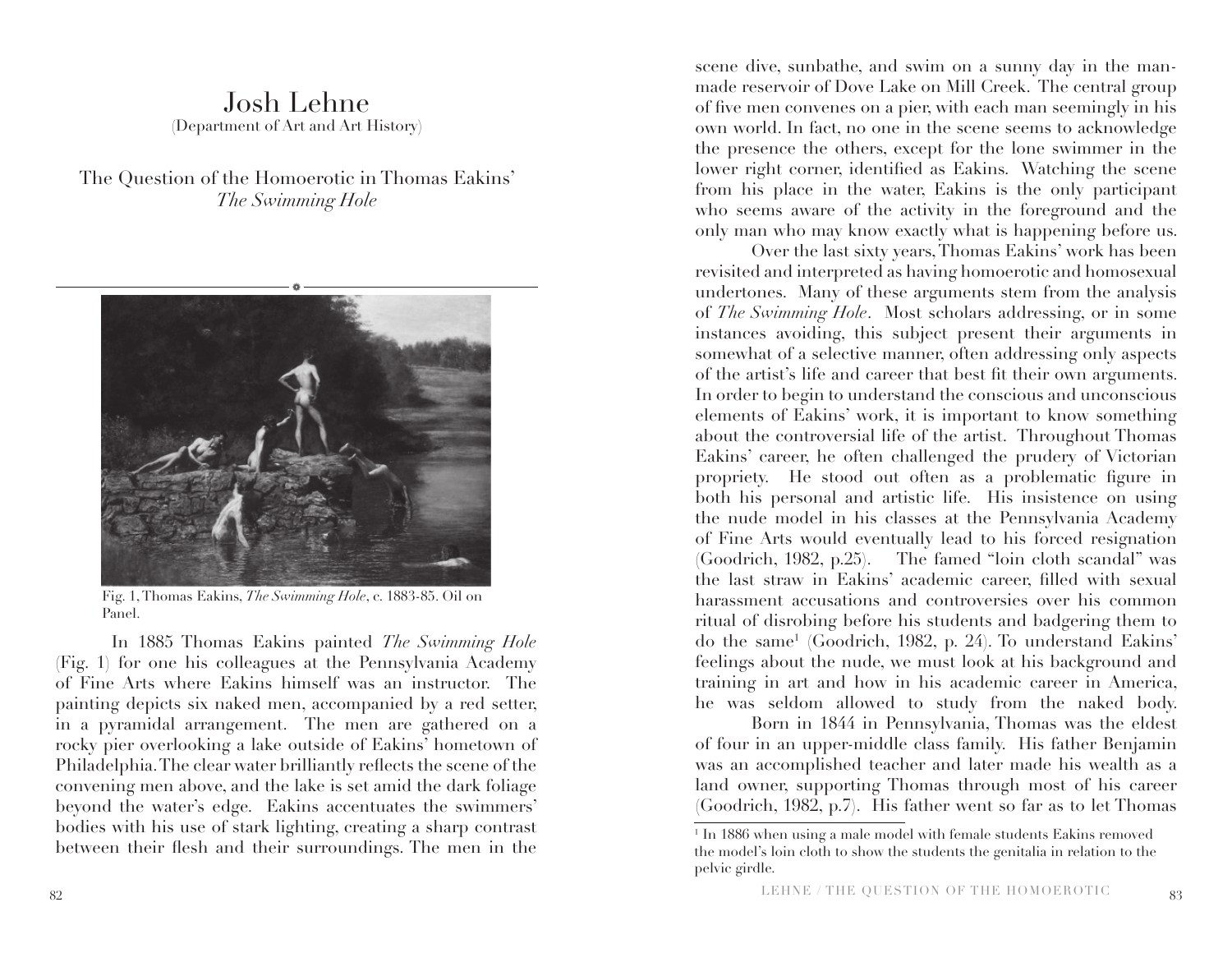# Josh Lehne

(Department of Art and Art History)

## The Question of the Homoerotic in Thomas Eakins' *The Swimming Hole*

Fig. 1, Thomas Eakins, *The Swimming Hole*, c. 1883-85. Oil on Panel.

In 1885 Thomas Eakins painted *The Swimming Hole* (Fig. 1) for one his colleagues at the Pennsylvania Academy of Fine Arts where Eakins himself was an instructor. The painting depicts six naked men, accompanied by a red setter, in a pyramidal arrangement. The men are gathered on a rocky pier overlooking a lake outside of Eakins' hometown of Philadelphia. The clear water brilliantly reflects the scene of the convening men above, and the lake is set amid the dark foliage beyond the water's edge. Eakins accentuates the swimmers' bodies with his use of stark lighting, creating a sharp contrast between their flesh and their surroundings. The men in the scene dive, sunbathe, and swim on a sunny day in the man-made reservoir of Dove Lake on Mill Creek. The central group of five men convenes on a pier, with each man seemingly in his own world. In fact, no one in the scene seems to acknowledge the presence the others, except for the lone swimmer in the lower right corner, identified as Eakins. Watching the scene from his place in the water, Eakins is the only participant who seems aware of the activity in the foreground and the only man who may know exactly what is happening before us.

Over the last sixty years, Thomas Eakins' work has been revisited and interpreted as having homoerotic and homosexual undertones. Many of these arguments stem from the analysis of *The Swimming Hole*. Most scholars addressing, or in some instances avoiding, this subject present their arguments in somewhat of a selective manner, often addressing only aspects of the artist's life and career that best fit their own arguments. In order to begin to understand the conscious and unconscious elements of Eakins' work, it is important to know something about the controversial life of the artist. Throughout Thomas Eakins' career, he often challenged the prudery of Victorian propriety. He stood out often as a problematic figure in both his personal and artistic life. His insistence on using the nude model in his classes at the Pennsylvania Academy of Fine Arts would eventually lead to his forced resignation (Goodrich, 1982, p.25). The famed "loin cloth scandal" was the last straw in Eakins' academic career, filled with sexual harassment accusations and controversies over his common ritual of disrobing before his students and badgering them to do the same[1] (Goodrich, 1982, p. 24). To understand Eakins' feelings about the nude, we must look at his background and training in art and how in his academic career in America, he was seldom allowed to study from the naked body.

Born in 1844 in Pennsylvania, Thomas was the eldest of four in an upper-middle class family. His father Benjamin was an accomplished teacher and later made his wealth as a land owner, supporting Thomas through most of his career (Goodrich, 1982, p.7). His father went so far as to let Thomas

[1] In 1886 when using a male model with female students Eakins removed the model's loin cloth to show the students the genitalia in relation to the pelvic girdle.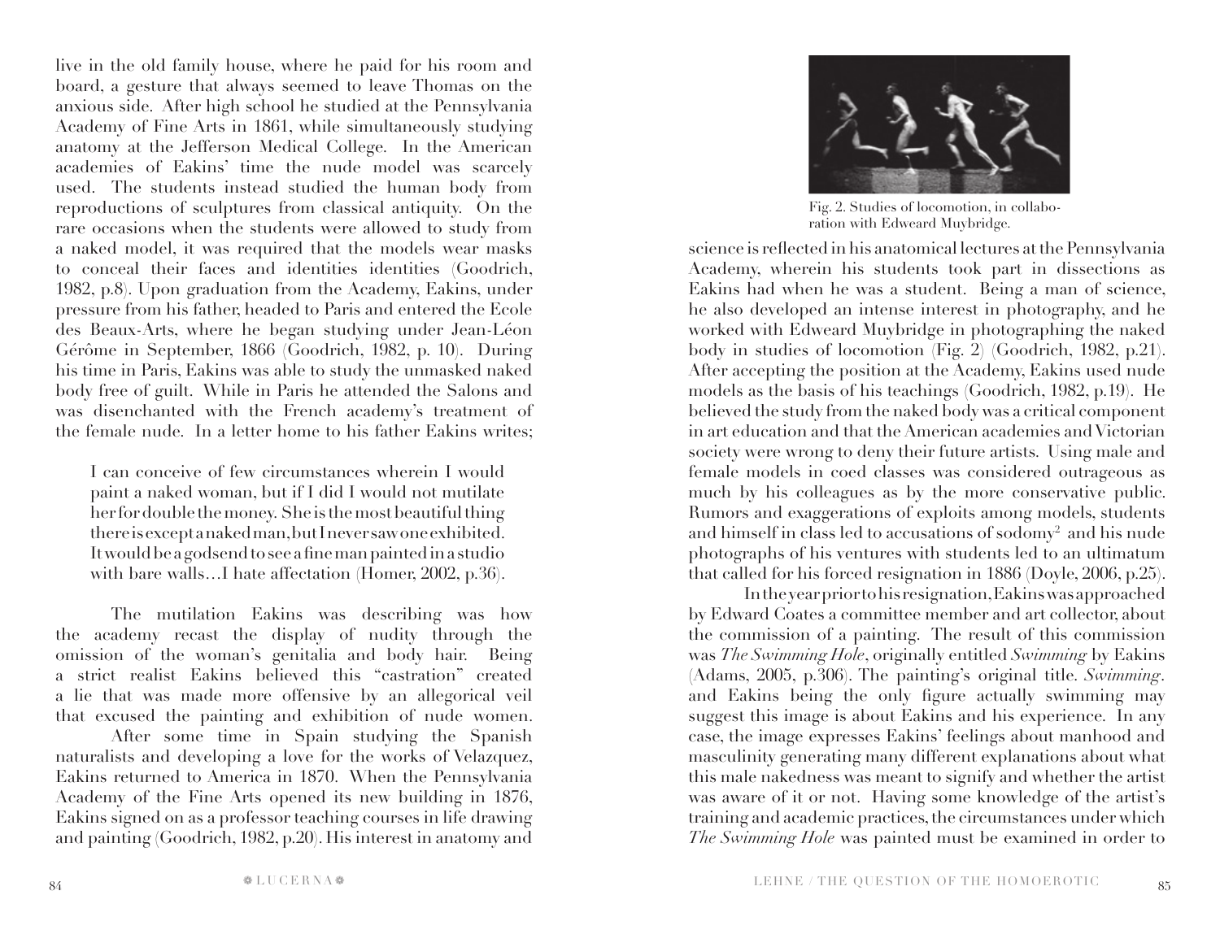live in the old family house, where he paid for his room and board, a gesture that always seemed to leave Thomas on the anxious side. After high school he studied at the Pennsylvania Academy of Fine Arts in 1861, while simultaneously studying anatomy at the Jefferson Medical College. In the American academies of Eakins' time the nude model was scarcely used. The students instead studied the human body from reproductions of sculptures from classical antiquity. On the rare occasions when the students were allowed to study from a naked model, it was required that the models wear masks to conceal their faces and identities identities (Goodrich, 1982, p.8). Upon graduation from the Academy, Eakins, under pressure from his father, headed to Paris and entered the Ecole des Beaux-Arts, where he began studying under Jean-Léon Gérôme in September, 1866 (Goodrich, 1982, p. 10). During his time in Paris, Eakins was able to study the unmasked naked body free of guilt. While in Paris he attended the Salons and was disenchanted with the French academy's treatment of the female nude. In a letter home to his father Eakins writes;

> I can conceive of few circumstances wherein I would paint a naked woman, but if I did I would not mutilate her for double the money. She is the most beautiful thing there is except a naked man, but I never saw one exhibited. It would be a godsend to see a fine man painted in a studio with bare walls…I hate affectation (Homer, 2002, p.36).

The mutilation Eakins was describing was how the academy recast the display of nudity through the omission of the woman's genitalia and body hair. Being a strict realist Eakins believed this "castration" created a lie that was made more offensive by an allegorical veil that excused the painting and exhibition of nude women.

After some time in Spain studying the Spanish naturalists and developing a love for the works of Velazquez, Eakins returned to America in 1870. When the Pennsylvania Academy of the Fine Arts opened its new building in 1876, Eakins signed on as a professor teaching courses in life drawing and painting (Goodrich, 1982, p.20). His interest in anatomy and science is reflected in his anatomical lectures at the Pennsylvania Academy, wherein his students took part in dissections as Eakins had when he was a student. Being a man of science, he also developed an intense interest in photography, and he worked with Edweard Muybridge in photographing the naked body in studies of locomotion (Fig. 2) (Goodrich, 1982, p.21).

Fig. 2. Studies of locomotion, in collaboration with Edweard Muybridge.

After accepting the position at the Academy, Eakins used nude models as the basis of his teachings (Goodrich, 1982, p.19). He believed the study from the naked body was a critical component in art education and that the American academies and Victorian society were wrong to deny their future artists. Using male and female models in coed classes was considered outrageous as much by his colleagues as by the more conservative public. Rumors and exaggerations of exploits among models, students and himself in class led to accusations of sodomy[2] and his nude photographs of his ventures with students led to an ultimatum that called for his forced resignation in 1886 (Doyle, 2006, p.25).

In the year prior to his resignation, Eakins was approached by Edward Coates a committee member and art collector, about the commission of a painting. The result of this commission was *The Swimming Hole*, originally entitled *Swimming* by Eakins (Adams, 2005, p.306). The painting's original title. *Swimming*. and Eakins being the only figure actually swimming may suggest this image is about Eakins and his experience. In any case, the image expresses Eakins' feelings about manhood and masculinity generating many different explanations about what this male nakedness was meant to signify and whether the artist was aware of it or not. Having some knowledge of the artist's training and academic practices, the circumstances under which *The Swimming Hole* was painted must be examined in order to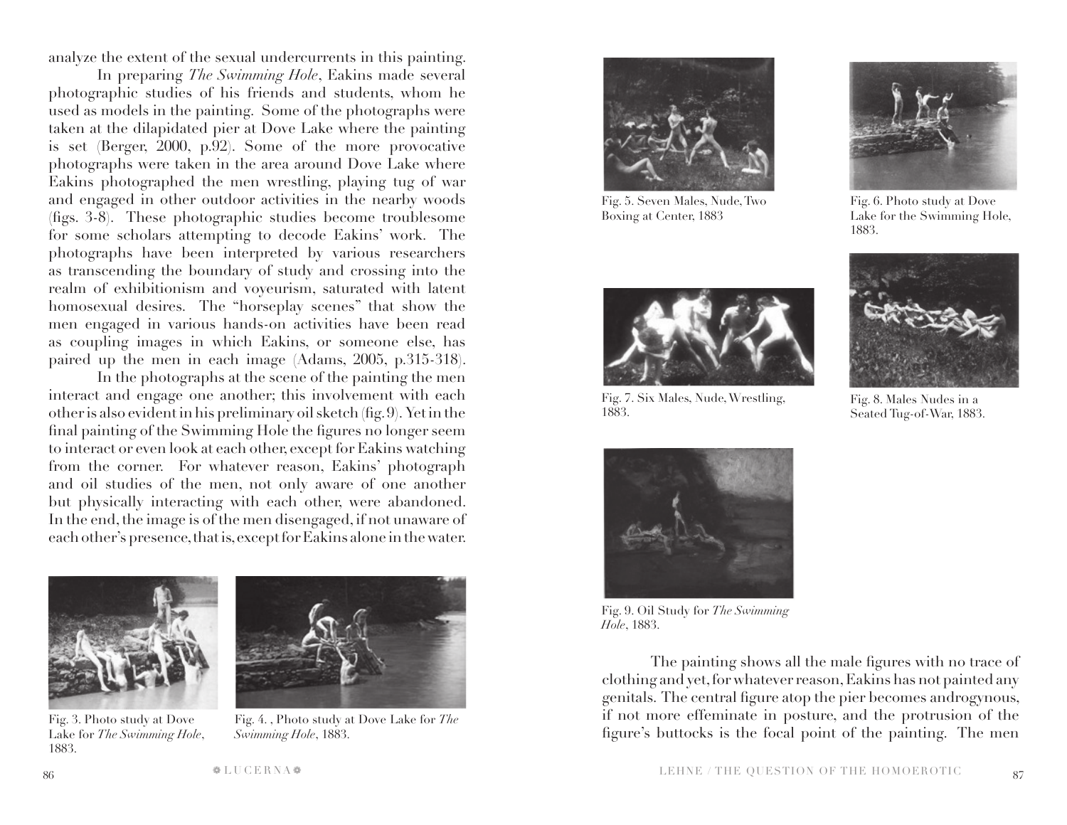analyze the extent of the sexual undercurrents in this painting.

In preparing *The Swimming Hole*, Eakins made several photographic studies of his friends and students, whom he used as models in the painting. Some of the photographs were taken at the dilapidated pier at Dove Lake where the painting is set (Berger, 2000, p.92). Some of the more provocative photographs were taken in the area around Dove Lake where Eakins photographed the men wrestling, playing tug of war and engaged in other outdoor activities in the nearby woods (figs. 3-8). These photographic studies become troublesome for some scholars attempting to decode Eakins' work. The photographs have been interpreted by various researchers as transcending the boundary of study and crossing into the realm of exhibitionism and voyeurism, saturated with latent homosexual desires. The "horseplay scenes" that show the men engaged in various hands-on activities have been read as coupling images in which Eakins, or someone else, has paired up the men in each image (Adams, 2005, p.315-318).

In the photographs at the scene of the painting the men interact and engage one another; this involvement with each other is also evident in his preliminary oil sketch (fig. 9). Yet in the final painting of the Swimming Hole the figures no longer seem to interact or even look at each other, except for Eakins watching from the corner. For whatever reason, Eakins' photograph and oil studies of the men, not only aware of one another but physically interacting with each other, were abandoned. In the end, the image is of the men disengaged, if not unaware of each other's presence, that is, except for Eakins alone in the water.

Fig. 3. Photo study at Dove Lake for *The Swimming Hole*, 1883.

Fig. 4. , Photo study at Dove Lake for *The Swimming Hole*, 1883.

Fig. 5. Seven Males, Nude, Two Boxing at Center, 1883

Fig. 6. Photo study at Dove Lake for the Swimming Hole, 1883.

Fig. 7. Six Males, Nude, Wrestling, 1883.

Fig. 8. Males Nudes in a Seated Tug-of-War, 1883.

Fig. 9. Oil Study for *The Swimming Hole*, 1883.

The painting shows all the male figures with no trace of clothing and yet, for whatever reason, Eakins has not painted any genitals. The central figure atop the pier becomes androgynous, if not more effeminate in posture, and the protrusion of the figure's buttocks is the focal point of the painting. The men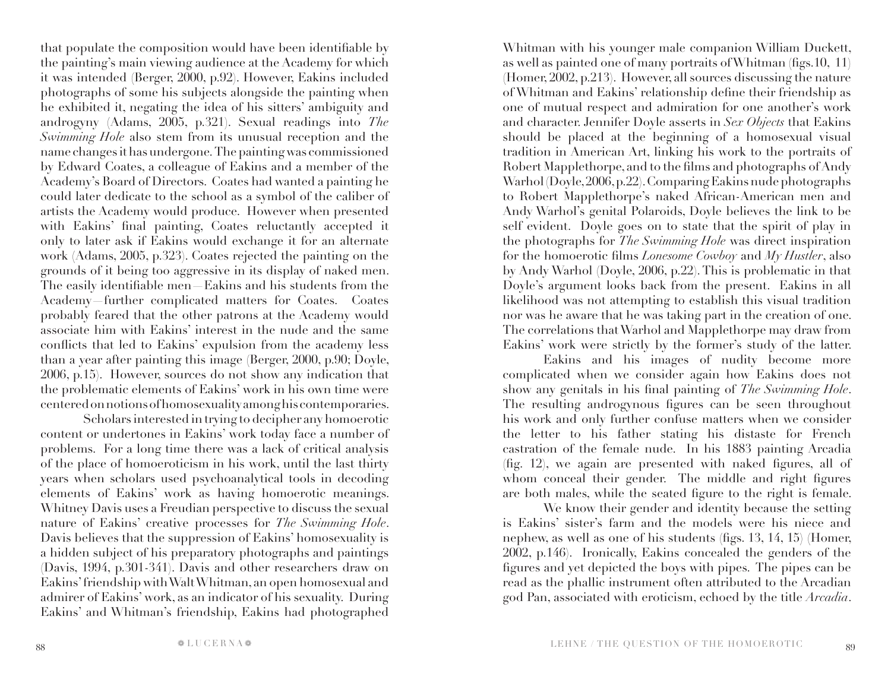that populate the composition would have been identifiable by the painting's main viewing audience at the Academy for which it was intended (Berger, 2000, p.92). However, Eakins included photographs of some his subjects alongside the painting when he exhibited it, negating the idea of his sitters' ambiguity and androgyny (Adams, 2005, p.321). Sexual readings into *The Swimming Hole* also stem from its unusual reception and the name changes it has undergone. The painting was commissioned by Edward Coates, a colleague of Eakins and a member of the Academy's Board of Directors. Coates had wanted a painting he could later dedicate to the school as a symbol of the caliber of artists the Academy would produce. However when presented with Eakins' final painting, Coates reluctantly accepted it only to later ask if Eakins would exchange it for an alternate work (Adams, 2005, p.323). Coates rejected the painting on the grounds of it being too aggressive in its display of naked men. The easily identifiable men—Eakins and his students from the Academy—further complicated matters for Coates. Coates probably feared that the other patrons at the Academy would associate him with Eakins' interest in the nude and the same conflicts that led to Eakins' expulsion from the academy less than a year after painting this image (Berger, 2000, p.90; Doyle, 2006, p.15). However, sources do not show any indication that the problematic elements of Eakins' work in his own time were centered on notions of homosexuality among his contemporaries.

Scholars interested in trying to decipher any homoerotic content or undertones in Eakins' work today face a number of problems. For a long time there was a lack of critical analysis of the place of homoeroticism in his work, until the last thirty years when scholars used psychoanalytical tools in decoding elements of Eakins' work as having homoerotic meanings. Whitney Davis uses a Freudian perspective to discuss the sexual nature of Eakins' creative processes for *The Swimming Hole*. Davis believes that the suppression of Eakins' homosexuality is a hidden subject of his preparatory photographs and paintings (Davis, 1994, p.301-341). Davis and other researchers draw on Eakins' friendship with Walt Whitman, an open homosexual and admirer of Eakins' work, as an indicator of his sexuality. During Eakins' and Whitman's friendship, Eakins had photographed Whitman with his younger male companion William Duckett, as well as painted one of many portraits of Whitman (figs.10, 11) (Homer, 2002, p.213). However, all sources discussing the nature of Whitman and Eakins' relationship define their friendship as one of mutual respect and admiration for one another's work and character. Jennifer Doyle asserts in *Sex Objects* that Eakins should be placed at the beginning of a homosexual visual tradition in American Art, linking his work to the portraits of Robert Mapplethorpe, and to the films and photographs of Andy Warhol (Doyle, 2006, p.22). Comparing Eakins nude photographs to Robert Mapplethorpe's naked African-American men and Andy Warhol's genital Polaroids, Doyle believes the link to be self evident. Doyle goes on to state that the spirit of play in the photographs for *The Swimming Hole* was direct inspiration for the homoerotic films *Lonesome Cowboy* and *My Hustler*, also by Andy Warhol (Doyle, 2006, p.22). This is problematic in that Doyle's argument looks back from the present. Eakins in all likelihood was not attempting to establish this visual tradition nor was he aware that he was taking part in the creation of one. The correlations that Warhol and Mapplethorpe may draw from Eakins' work were strictly by the former's study of the latter.

Eakins and his images of nudity become more complicated when we consider again how Eakins does not show any genitals in his final painting of *The Swimming Hole*. The resulting androgynous figures can be seen throughout his work and only further confuse matters when we consider the letter to his father stating his distaste for French castration of the female nude. In his 1883 painting Arcadia (fig. 12), we again are presented with naked figures, all of whom conceal their gender. The middle and right figures are both males, while the seated figure to the right is female.

We know their gender and identity because the setting is Eakins' sister's farm and the models were his niece and nephew, as well as one of his students (figs. 13, 14, 15) (Homer, 2002, p.146). Ironically, Eakins concealed the genders of the figures and yet depicted the boys with pipes. The pipes can be read as the phallic instrument often attributed to the Arcadian god Pan, associated with eroticism, echoed by the title *Arcadia*.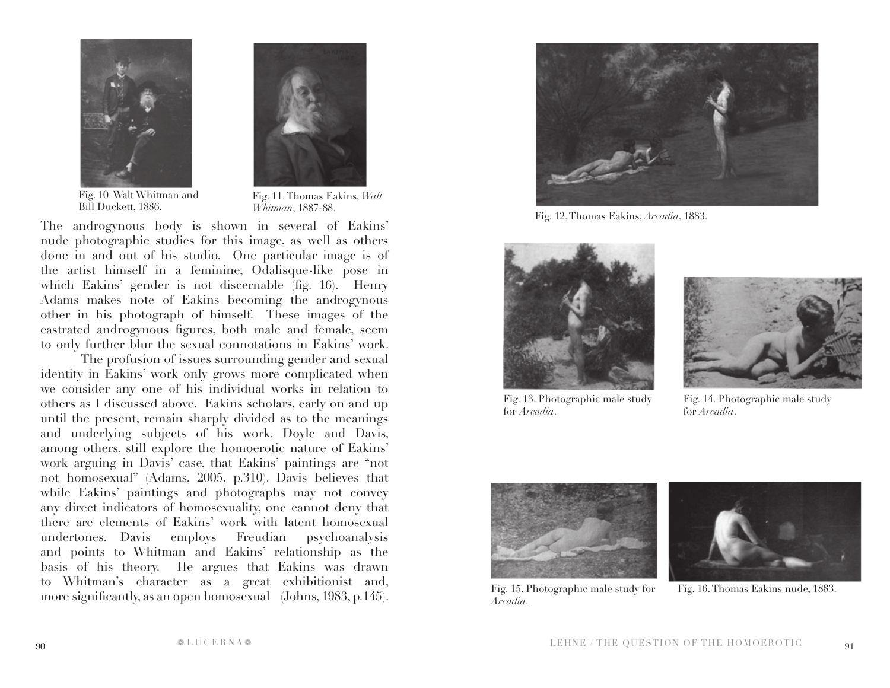Fig. 10. Walt Whitman and Bill Duckett, 1886.

Fig. 11. Thomas Eakins, *Walt Whitman*, 1887-88.

The androgynous body is shown in several of Eakins' nude photographic studies for this image, as well as others done in and out of his studio. One particular image is of the artist himself in a feminine, Odalisque-like pose in which Eakins' gender is not discernable (fig. 16). Henry Adams makes note of Eakins becoming the androgynous other in his photograph of himself. These images of the castrated androgynous figures, both male and female, seem to only further blur the sexual connotations in Eakins' work.

The profusion of issues surrounding gender and sexual identity in Eakins' work only grows more complicated when we consider any one of his individual works in relation to others as I discussed above. Eakins scholars, early on and up until the present, remain sharply divided as to the meanings and underlying subjects of his work. Doyle and Davis, among others, still explore the homoerotic nature of Eakins' work arguing in Davis' case, that Eakins' paintings are "not not homosexual" (Adams, 2005, p.310). Davis believes that while Eakins' paintings and photographs may not convey any direct indicators of homosexuality, one cannot deny that there are elements of Eakins' work with latent homosexual undertones. Davis employs Freudian psychoanalysis and points to Whitman and Eakins' relationship as the basis of his theory. He argues that Eakins was drawn to Whitman's character as a great exhibitionist and, more significantly, as an open homosexual (Johns, 1983, p.145).

Fig. 12. Thomas Eakins, *Arcadia*, 1883.

Fig. 13. Photographic male study for *Arcadia*.

Fig. 14. Photographic male study for *Arcadia*.

Fig. 15. Photographic male study for *Arcadia*.

Fig. 16. Thomas Eakins nude, 1883.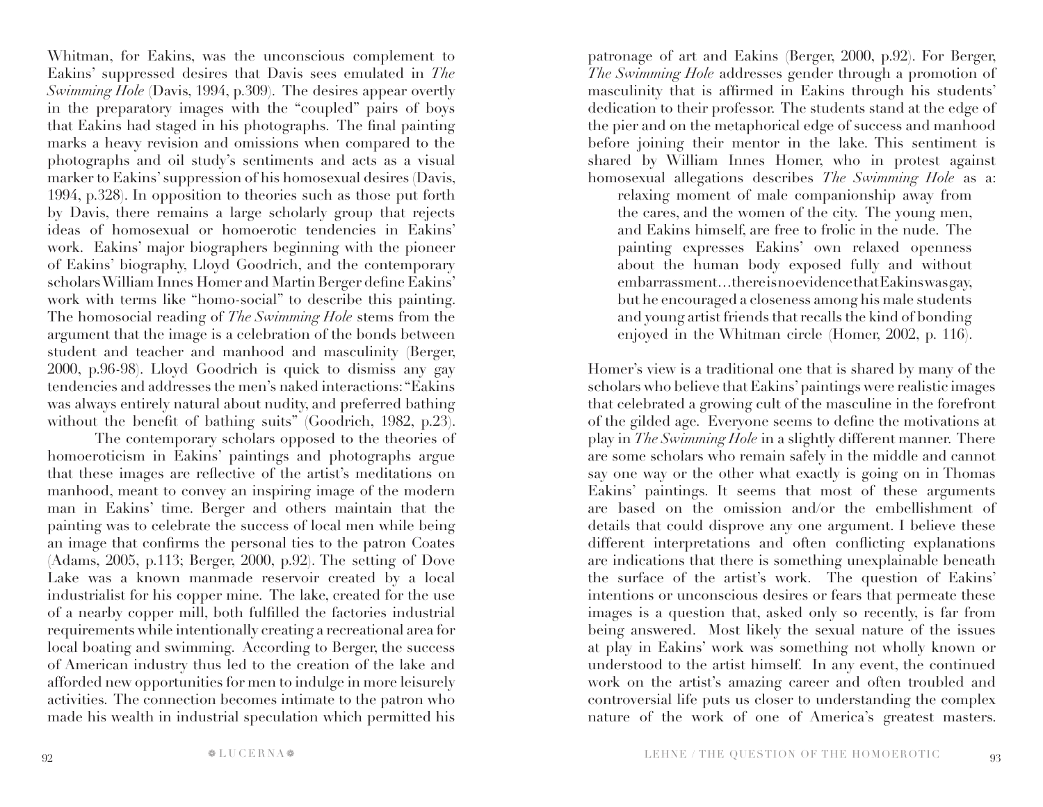Whitman, for Eakins, was the unconscious complement to Eakins' suppressed desires that Davis sees emulated in *The Swimming Hole* (Davis, 1994, p.309). The desires appear overtly in the preparatory images with the "coupled" pairs of boys that Eakins had staged in his photographs. The final painting marks a heavy revision and omissions when compared to the photographs and oil study's sentiments and acts as a visual marker to Eakins' suppression of his homosexual desires (Davis, 1994, p.328). In opposition to theories such as those put forth by Davis, there remains a large scholarly group that rejects ideas of homosexual or homoerotic tendencies in Eakins' work. Eakins' major biographers beginning with the pioneer of Eakins' biography, Lloyd Goodrich, and the contemporary scholars William Innes Homer and Martin Berger define Eakins' work with terms like "homo-social" to describe this painting. The homosocial reading of *The Swimming Hole* stems from the argument that the image is a celebration of the bonds between student and teacher and manhood and masculinity (Berger, 2000, p.96-98). Lloyd Goodrich is quick to dismiss any gay tendencies and addresses the men's naked interactions: "Eakins was always entirely natural about nudity, and preferred bathing without the benefit of bathing suits" (Goodrich, 1982, p.23).

The contemporary scholars opposed to the theories of homoeroticism in Eakins' paintings and photographs argue that these images are reflective of the artist's meditations on manhood, meant to convey an inspiring image of the modern man in Eakins' time. Berger and others maintain that the painting was to celebrate the success of local men while being an image that confirms the personal ties to the patron Coates (Adams, 2005, p.113; Berger, 2000, p.92). The setting of Dove Lake was a known manmade reservoir created by a local industrialist for his copper mine. The lake, created for the use of a nearby copper mill, both fulfilled the factories industrial requirements while intentionally creating a recreational area for local boating and swimming. According to Berger, the success of American industry thus led to the creation of the lake and afforded new opportunities for men to indulge in more leisurely activities. The connection becomes intimate to the patron who made his wealth in industrial speculation which permitted his patronage of art and Eakins (Berger, 2000, p.92). For Berger, *The Swimming Hole* addresses gender through a promotion of masculinity that is affirmed in Eakins through his students' dedication to their professor. The students stand at the edge of the pier and on the metaphorical edge of success and manhood before joining their mentor in the lake. This sentiment is shared by William Innes Homer, who in protest against homosexual allegations describes *The Swimming Hole* as a:

> relaxing moment of male companionship away from the cares, and the women of the city. The young men, and Eakins himself, are free to frolic in the nude. The painting expresses Eakins' own relaxed openness about the human body exposed fully and without embarrassment…there is no evidence that Eakins was gay, but he encouraged a closeness among his male students and young artist friends that recalls the kind of bonding enjoyed in the Whitman circle (Homer, 2002, p. 116).

Homer's view is a traditional one that is shared by many of the scholars who believe that Eakins' paintings were realistic images that celebrated a growing cult of the masculine in the forefront of the gilded age. Everyone seems to define the motivations at play in *The Swimming Hole* in a slightly different manner. There are some scholars who remain safely in the middle and cannot say one way or the other what exactly is going on in Thomas Eakins' paintings. It seems that most of these arguments are based on the omission and/or the embellishment of details that could disprove any one argument. I believe these different interpretations and often conflicting explanations are indications that there is something unexplainable beneath the surface of the artist's work. The question of Eakins' intentions or unconscious desires or fears that permeate these images is a question that, asked only so recently, is far from being answered. Most likely the sexual nature of the issues at play in Eakins' work was something not wholly known or understood to the artist himself. In any event, the continued work on the artist's amazing career and often troubled and controversial life puts us closer to understanding the complex nature of the work of one of America's greatest masters.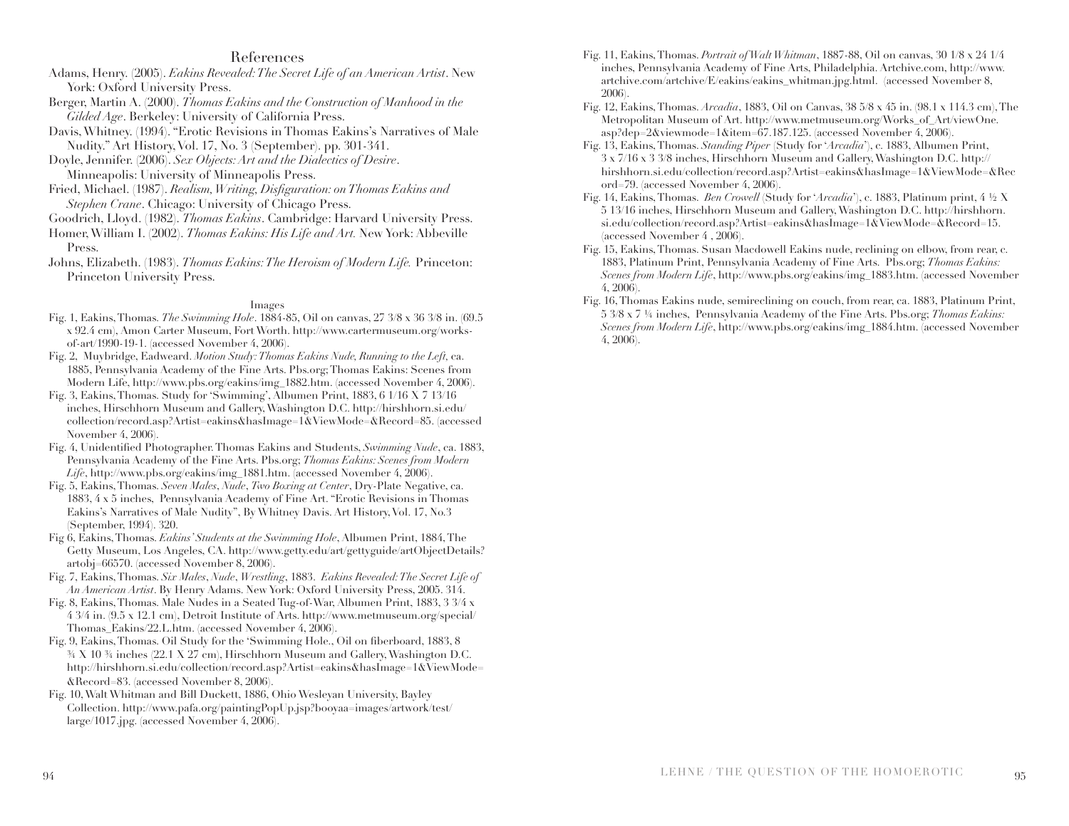## References

Adams, Henry. (2005). *Eakins Revealed: The Secret Life of an American Artist*. New York: Oxford University Press.

Berger, Martin A. (2000). *Thomas Eakins and the Construction of Manhood in the Gilded Age*. Berkeley: University of California Press.

Davis, Whitney. (1994). "Erotic Revisions in Thomas Eakins's Narratives of Male Nudity." Art History, Vol. 17, No. 3 (September). pp. 301-341.

Doyle, Jennifer. (2006). *Sex Objects: Art and the Dialectics of Desire*. Minneapolis: University of Minneapolis Press.

Fried, Michael. (1987). *Realism, Writing, Disfiguration: on Thomas Eakins and Stephen Crane*. Chicago: University of Chicago Press.

Goodrich, Lloyd. (1982). *Thomas Eakins*. Cambridge: Harvard University Press.

Homer, William I. (2002). *Thomas Eakins: His Life and Art.* New York: Abbeville Press.

Johns, Elizabeth. (1983). *Thomas Eakins: The Heroism of Modern Life.* Princeton: Princeton University Press.

### Images

Fig. 1, Eakins, Thomas. *The Swimming Hole*. 1884-85, Oil on canvas, 27 3/8 x 36 3/8 in. (69.5 x 92.4 cm), Amon Carter Museum, Fort Worth. http://www.cartermuseum.org/works-of-art/1990-19-1. (accessed November 4, 2006).

Fig. 2, Muybridge, Eadweard. *Motion Study: Thomas Eakins Nude, Running to the Left,* ca. 1885, Pennsylvania Academy of the Fine Arts. Pbs.org; Thomas Eakins: Scenes from Modern Life, http://www.pbs.org/eakins/img_1882.htm. (accessed November 4, 2006).

Fig. 3, Eakins, Thomas. Study for 'Swimming', Albumen Print, 1883, 6 1/16 X 7 13/16 inches, Hirschhorn Museum and Gallery, Washington D.C. http://hirshhorn.si.edu/collection/record.asp?Artist=eakins&hasImage=1&ViewMode=&Record=85. (accessed November 4, 2006).

Fig. 4, Unidentified Photographer. Thomas Eakins and Students, *Swimming Nude*, ca. 1883, Pennsylvania Academy of the Fine Arts. Pbs.org; *Thomas Eakins: Scenes from Modern Life*, http://www.pbs.org/eakins/img_1881.htm. (accessed November 4, 2006).

Fig. 5, Eakins, Thomas. *Seven Males, Nude, Two Boxing at Center*, Dry-Plate Negative, ca. 1883, 4 x 5 inches, Pennsylvania Academy of Fine Art. "Erotic Revisions in Thomas Eakins's Narratives of Male Nudity", By Whitney Davis. Art History, Vol. 17, No.3 (September, 1994). 320.

Fig 6, Eakins, Thomas. *Eakins' Students at the Swimming Hole*, Albumen Print, 1884, The Getty Museum, Los Angeles, CA. http://www.getty.edu/art/gettyguide/artObjectDetails?artobj=66570. (accessed November 8, 2006).

Fig. 7, Eakins, Thomas. *Six Males, Nude, Wrestling*, 1883. *Eakins Revealed: The Secret Life of An American Artist*. By Henry Adams. New York: Oxford University Press, 2005. 314.

Fig. 8, Eakins, Thomas. Male Nudes in a Seated Tug-of-War, Albumen Print, 1883, 3 3/4 x 4 3/4 in. (9.5 x 12.1 cm), Detroit Institute of Arts. http://www.metmuseum.org/special/Thomas_Eakins/22.L.htm. (accessed November 4, 2006).

Fig. 9, Eakins, Thomas. Oil Study for the 'Swimming Hole., Oil on fiberboard, 1883, 8 ¾ X 10 ¾ inches (22.1 X 27 cm), Hirschhorn Museum and Gallery, Washington D.C. http://hirshhorn.si.edu/collection/record.asp?Artist=eakins&hasImage=1&ViewMode=&Record=83. (accessed November 8, 2006).

Fig. 10, Walt Whitman and Bill Duckett, 1886, Ohio Wesleyan University, Bayley Collection. http://www.pafa.org/paintingPopUp.jsp?booyaa=images/artwork/test/large/1017.jpg. (accessed November 4, 2006).

Fig. 11, Eakins, Thomas. *Portrait of Walt Whitman*, 1887-88, Oil on canvas, 30 1/8 x 24 1/4 inches, Pennsylvania Academy of Fine Arts, Philadelphia. Artchive.com, http://www.artchive.com/artchive/E/eakins/eakins_whitman.jpg.html. (accessed November 8, 2006).

Fig. 12, Eakins, Thomas. *Arcadia*, 1883, Oil on Canvas, 38 5/8 x 45 in. (98.1 x 114.3 cm), The Metropolitan Museum of Art. http://www.metmuseum.org/Works_of_Art/viewOne.asp?dep=2&viewmode=1&item=67.187.125. (accessed November 4, 2006).

Fig. 13, Eakins, Thomas. *Standing Piper* (Study for '*Arcadia*'), c. 1883, Albumen Print, 3 x 7/16 x 3 3/8 inches, Hirschhorn Museum and Gallery, Washington D.C. http://hirshhorn.si.edu/collection/record.asp?Artist=eakins&hasImage=1&ViewMode=&Record=79. (accessed November 4, 2006).

Fig. 14, Eakins, Thomas. *Ben Crowell* (Study for '*Arcadia*'), c. 1883, Platinum print, 4 ½ X 5 13/16 inches, Hirschhorn Museum and Gallery, Washington D.C. http://hirshhorn.si.edu/collection/record.asp?Artist=eakins&hasImage=1&ViewMode=&Record=15. (accessed November 4 , 2006).

Fig. 15, Eakins, Thomas. Susan Macdowell Eakins nude, reclining on elbow, from rear, c. 1883, Platinum Print, Pennsylvania Academy of Fine Arts. Pbs.org; *Thomas Eakins: Scenes from Modern Life*, http://www.pbs.org/eakins/img_1883.htm. (accessed November 4, 2006).

Fig. 16, Thomas Eakins nude, semireclining on couch, from rear, ca. 1883, Platinum Print, 5 3/8 x 7 ¼ inches, Pennsylvania Academy of the Fine Arts. Pbs.org; *Thomas Eakins: Scenes from Modern Life*, http://www.pbs.org/eakins/img_1884.htm. (accessed November 4, 2006).